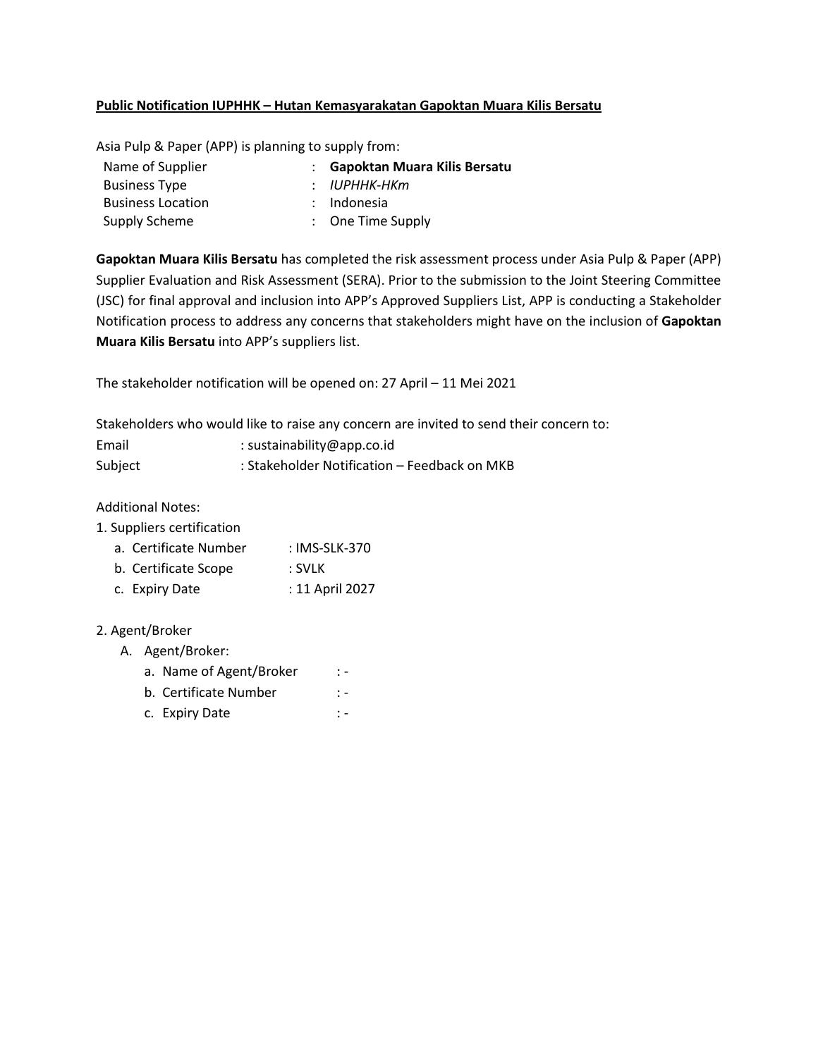**<u>Public Notification IUPHHK – Hutan Kemasyarakatan Gapoktan Muara Kilis Bersatu</u>**

Asia Pulp & Paper (APP) is planning to supply from:

| | | |
|---|---|---|
| Name of Supplier | : | **Gapoktan Muara Kilis Bersatu** |
| Business Type | : | *IUPHHK-HKm* |
| Business Location | : | Indonesia |
| Supply Scheme | : | One Time Supply |

**Gapoktan Muara Kilis Bersatu** has completed the risk assessment process under Asia Pulp & Paper (APP) Supplier Evaluation and Risk Assessment (SERA). Prior to the submission to the Joint Steering Committee (JSC) for final approval and inclusion into APP's Approved Suppliers List, APP is conducting a Stakeholder Notification process to address any concerns that stakeholders might have on the inclusion of **Gapoktan Muara Kilis Bersatu** into APP's suppliers list.

The stakeholder notification will be opened on: 27 April – 11 Mei 2021

Stakeholders who would like to raise any concern are invited to send their concern to:

Email : sustainability@app.co.id
Subject : Stakeholder Notification – Feedback on MKB

Additional Notes:

1. Suppliers certification
   a. Certificate Number : IMS-SLK-370
   b. Certificate Scope : SVLK
   c. Expiry Date : 11 April 2027

2. Agent/Broker
   A. Agent/Broker:
      a. Name of Agent/Broker : -
      b. Certificate Number : -
      c. Expiry Date : -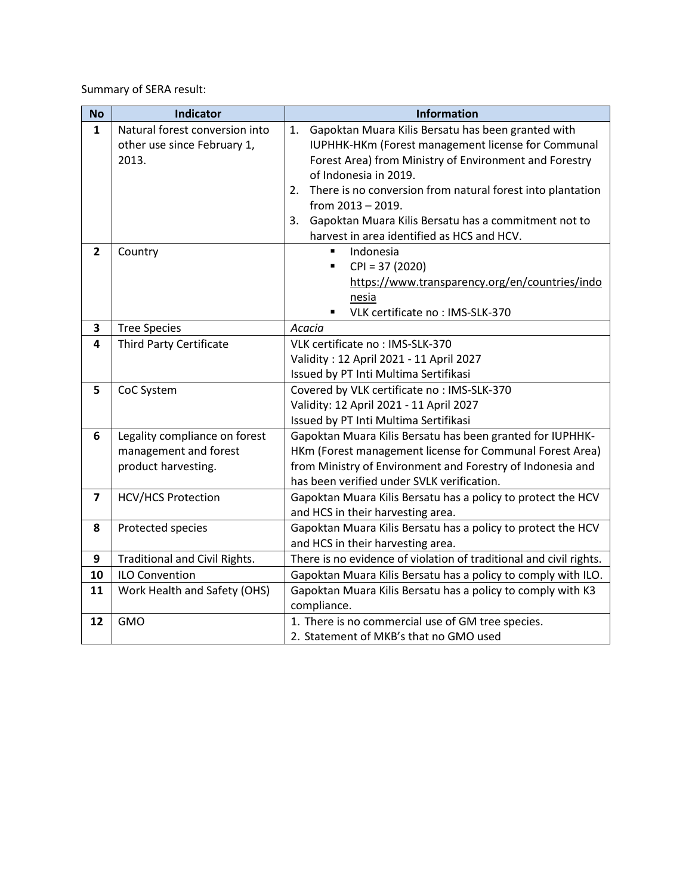Summary of SERA result:

| No | Indicator | Information |
|---|---|---|
| 1 | Natural forest conversion into other use since February 1, 2013. | 1. Gapoktan Muara Kilis Bersatu has been granted with IUPHHK-HKm (Forest management license for Communal Forest Area) from Ministry of Environment and Forestry of Indonesia in 2019.<br>2. There is no conversion from natural forest into plantation from 2013 – 2019.<br>3. Gapoktan Muara Kilis Bersatu has a commitment not to harvest in area identified as HCS and HCV. |
| 2 | Country | ▪ Indonesia<br>▪ CPI = 37 (2020) https://www.transparency.org/en/countries/indonesia<br>▪ VLK certificate no : IMS-SLK-370 |
| 3 | Tree Species | *Acacia* |
| 4 | Third Party Certificate | VLK certificate no : IMS-SLK-370<br>Validity : 12 April 2021 - 11 April 2027<br>Issued by PT Inti Multima Sertifikasi |
| 5 | CoC System | Covered by VLK certificate no : IMS-SLK-370<br>Validity: 12 April 2021 - 11 April 2027<br>Issued by PT Inti Multima Sertifikasi |
| 6 | Legality compliance on forest management and forest product harvesting. | Gapoktan Muara Kilis Bersatu has been granted for IUPHHK-HKm (Forest management license for Communal Forest Area) from Ministry of Environment and Forestry of Indonesia and has been verified under SVLK verification. |
| 7 | HCV/HCS Protection | Gapoktan Muara Kilis Bersatu has a policy to protect the HCV and HCS in their harvesting area. |
| 8 | Protected species | Gapoktan Muara Kilis Bersatu has a policy to protect the HCV and HCS in their harvesting area. |
| 9 | Traditional and Civil Rights. | There is no evidence of violation of traditional and civil rights. |
| 10 | ILO Convention | Gapoktan Muara Kilis Bersatu has a policy to comply with ILO. |
| 11 | Work Health and Safety (OHS) | Gapoktan Muara Kilis Bersatu has a policy to comply with K3 compliance. |
| 12 | GMO | 1. There is no commercial use of GM tree species.<br>2. Statement of MKB's that no GMO used |